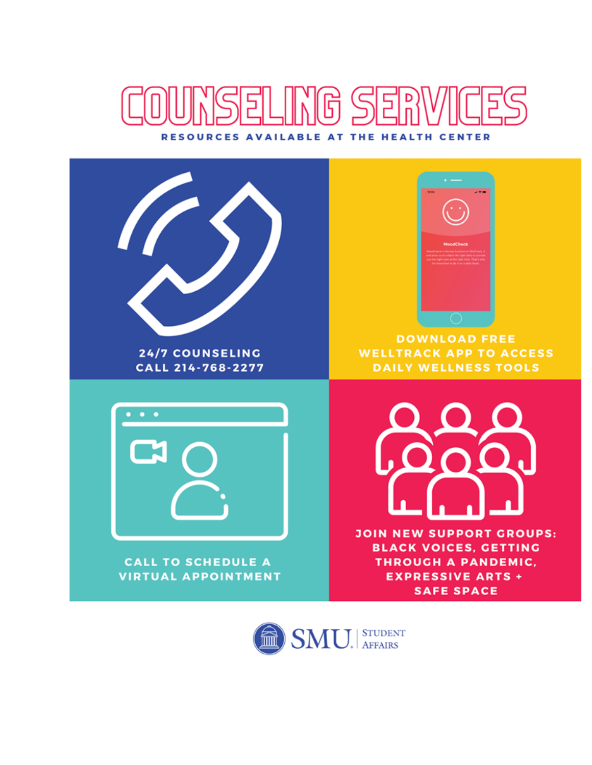# COUNSELING SERVICES

RESOURCES AVAILABLE AT THE HEALTH CENTER

24/7 COUNSELING
CALL 214-768-2277

DOWNLOAD FREE
WELLTRACK APP TO ACCESS
DAILY WELLNESS TOOLS

CALL TO SCHEDULE A
VIRTUAL APPOINTMENT

JOIN NEW SUPPORT GROUPS:
BLACK VOICES, GETTING
THROUGH A PANDEMIC,
EXPRESSIVE ARTS +
SAFE SPACE

SMU. | STUDENT AFFAIRS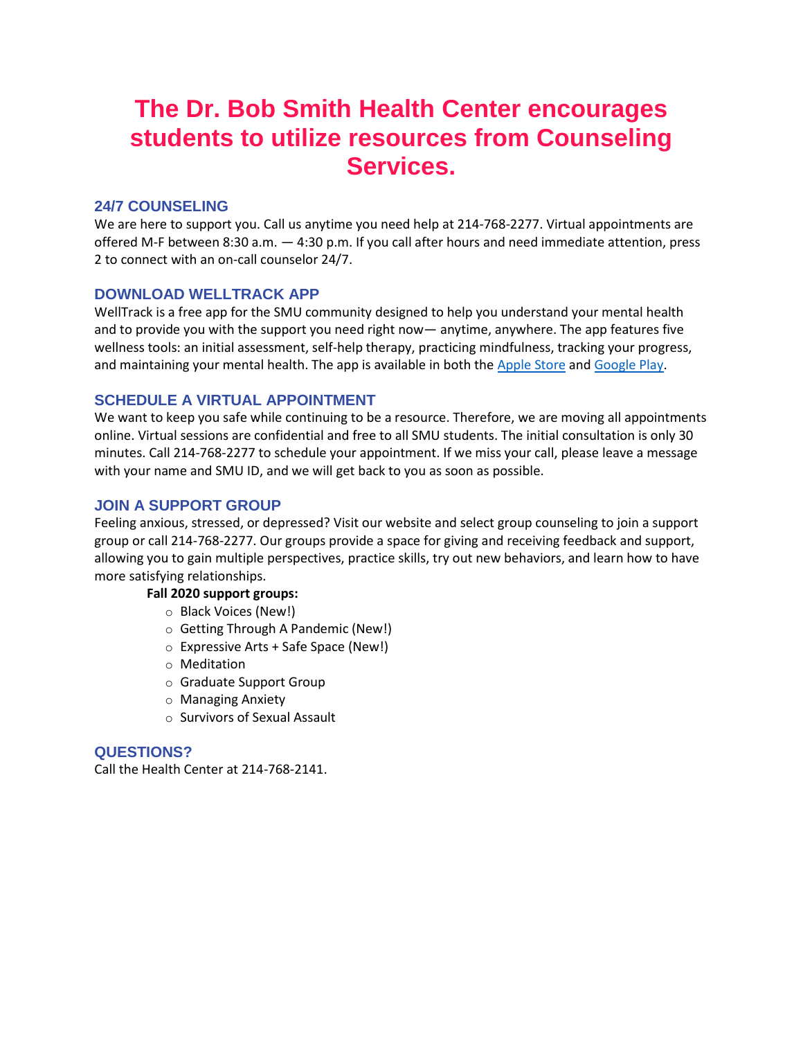# The Dr. Bob Smith Health Center encourages students to utilize resources from Counseling Services.

## 24/7 COUNSELING

We are here to support you. Call us anytime you need help at 214-768-2277. Virtual appointments are offered M-F between 8:30 a.m. — 4:30 p.m. If you call after hours and need immediate attention, press 2 to connect with an on-call counselor 24/7.

## DOWNLOAD WELLTRACK APP

WellTrack is a free app for the SMU community designed to help you understand your mental health and to provide you with the support you need right now— anytime, anywhere. The app features five wellness tools: an initial assessment, self-help therapy, practicing mindfulness, tracking your progress, and maintaining your mental health. The app is available in both the Apple Store and Google Play.

## SCHEDULE A VIRTUAL APPOINTMENT

We want to keep you safe while continuing to be a resource. Therefore, we are moving all appointments online. Virtual sessions are confidential and free to all SMU students. The initial consultation is only 30 minutes. Call 214-768-2277 to schedule your appointment. If we miss your call, please leave a message with your name and SMU ID, and we will get back to you as soon as possible.

## JOIN A SUPPORT GROUP

Feeling anxious, stressed, or depressed? Visit our website and select group counseling to join a support group or call 214-768-2277. Our groups provide a space for giving and receiving feedback and support, allowing you to gain multiple perspectives, practice skills, try out new behaviors, and learn how to have more satisfying relationships.

**Fall 2020 support groups:**

- Black Voices (New!)
- Getting Through A Pandemic (New!)
- Expressive Arts + Safe Space (New!)
- Meditation
- Graduate Support Group
- Managing Anxiety
- Survivors of Sexual Assault

## QUESTIONS?

Call the Health Center at 214-768-2141.